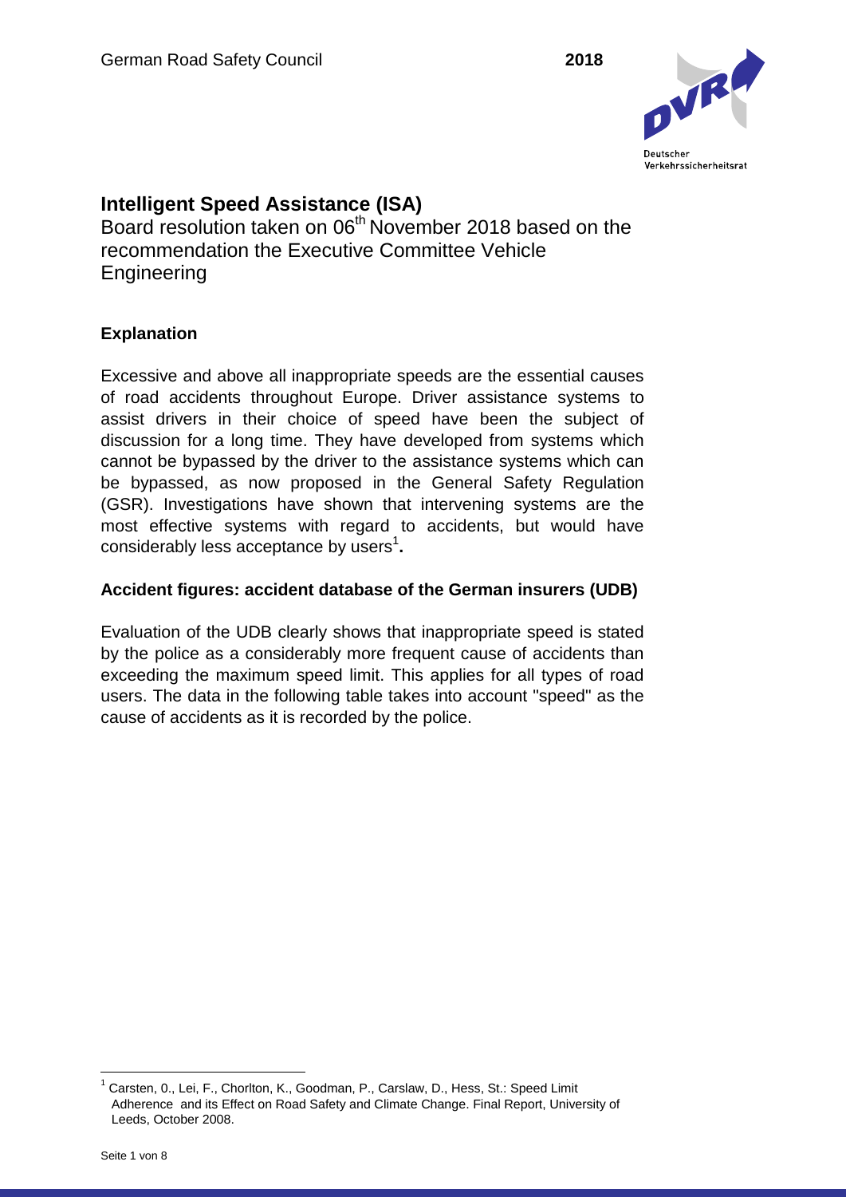# Intelligent Speed Assistance (ISA)

Board resolution taken on 06th November 2018 based on the recommendation the Executive Committee Vehicle Engineering

### Explanation

Excessive and above all inappropriate speeds are the essential causes of road accidents throughout Europe. Driver assistance systems to assist drivers in their choice of speed have been the subject of discussion for a long time. They have developed from systems which cannot be bypassed by the driver to the assistance systems which can be bypassed, as now proposed in the General Safety Regulation (GSR). Investigations have shown that intervening systems are the most effective systems with regard to accidents, but would have considerably less acceptance by users[1]**.**

### Accident figures: accident database of the German insurers (UDB)

Evaluation of the UDB clearly shows that inappropriate speed is stated by the police as a considerably more frequent cause of accidents than exceeding the maximum speed limit. This applies for all types of road users. The data in the following table takes into account "speed" as the cause of accidents as it is recorded by the police.

[1] Carsten, 0., Lei, F., Chorlton, K., Goodman, P., Carslaw, D., Hess, St.: Speed Limit Adherence and its Effect on Road Safety and Climate Change. Final Report, University of Leeds, October 2008.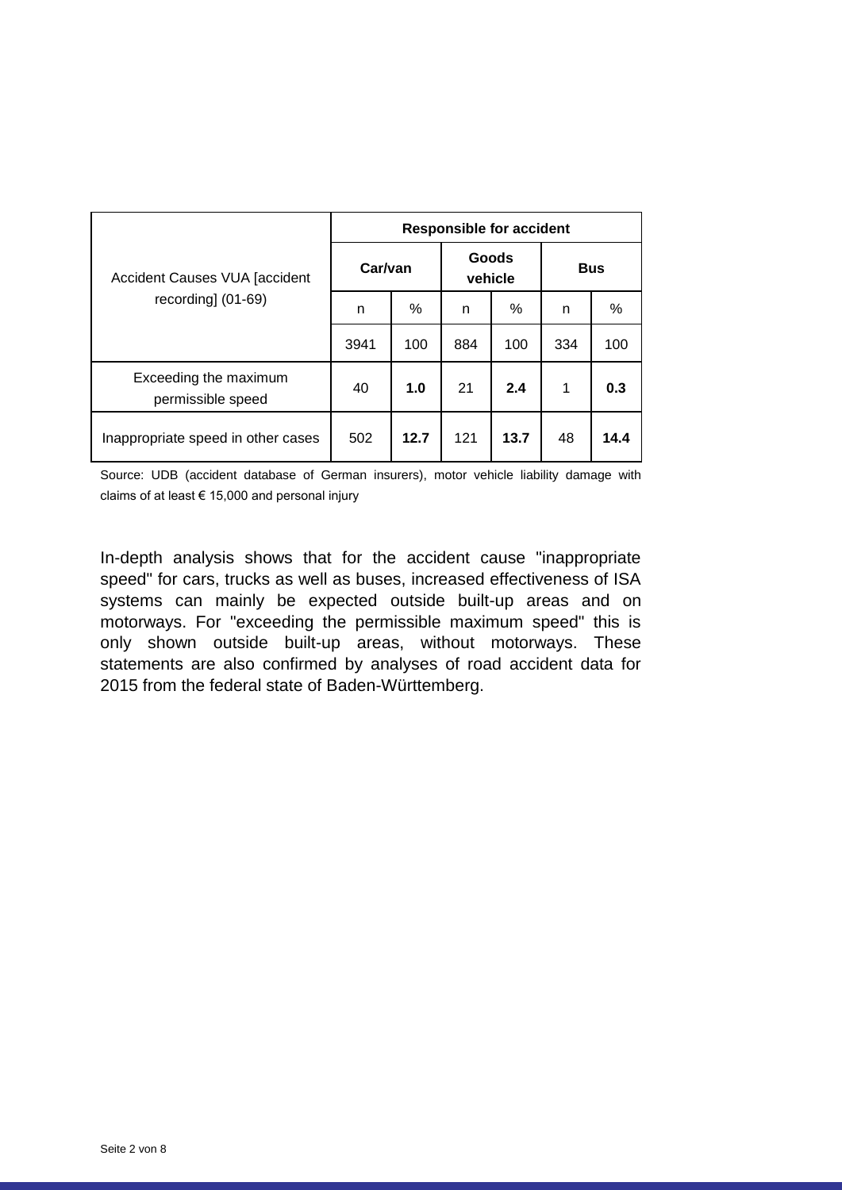| Accident Causes VUA [accident recording] (01-69) | Responsible for accident | | | | | |
|---|---|---|---|---|---|---|
| | Car/van | | Goods vehicle | | Bus | |
| | n | % | n | % | n | % |
| | 3941 | 100 | 884 | 100 | 334 | 100 |
| Exceeding the maximum permissible speed | 40 | **1.0** | 21 | **2.4** | 1 | **0.3** |
| Inappropriate speed in other cases | 502 | **12.7** | 121 | **13.7** | 48 | **14.4** |

Source: UDB (accident database of German insurers), motor vehicle liability damage with claims of at least € 15,000 and personal injury

In-depth analysis shows that for the accident cause "inappropriate speed" for cars, trucks as well as buses, increased effectiveness of ISA systems can mainly be expected outside built-up areas and on motorways. For "exceeding the permissible maximum speed" this is only shown outside built-up areas, without motorways. These statements are also confirmed by analyses of road accident data for 2015 from the federal state of Baden-Württemberg.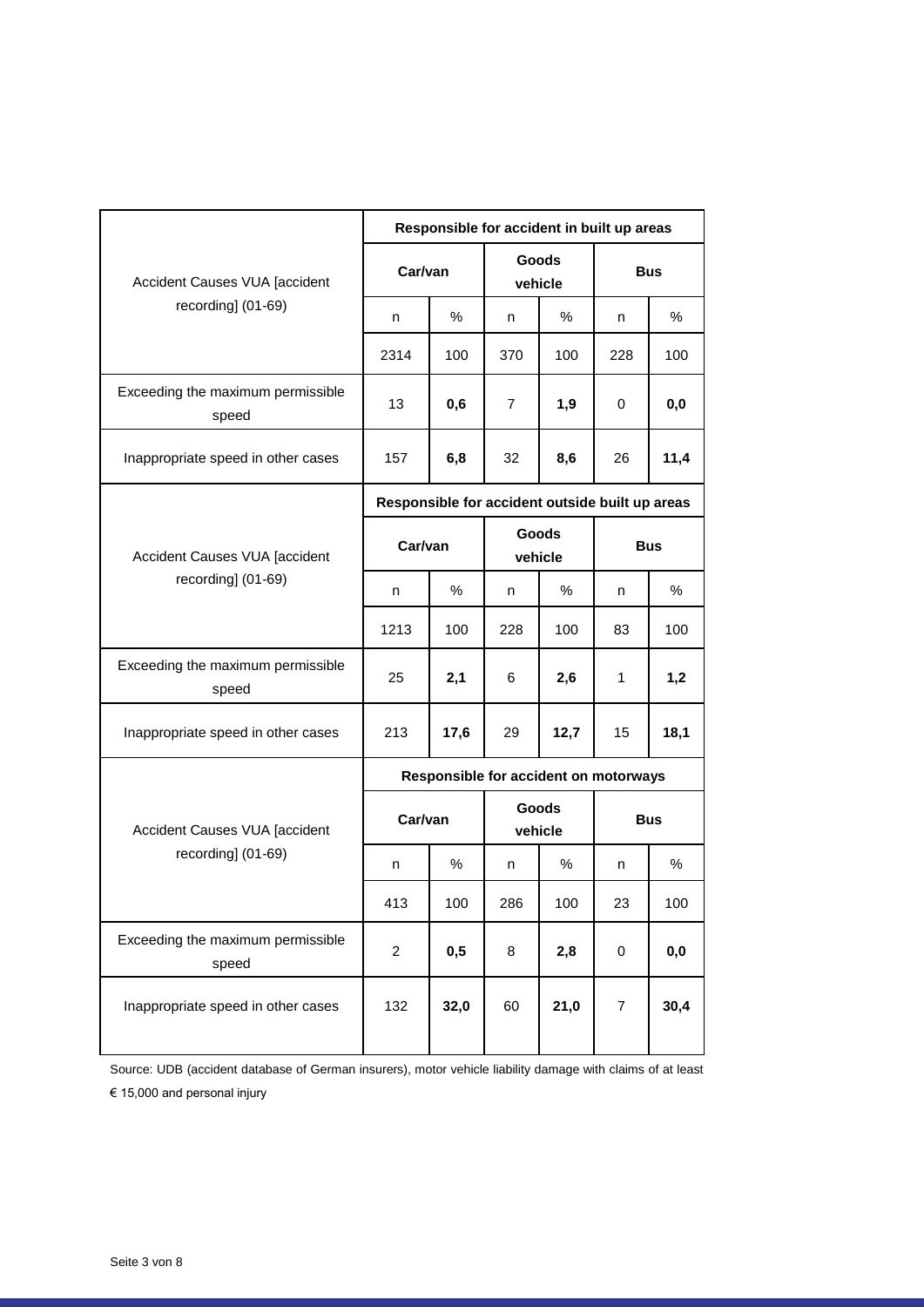| Accident Causes VUA [accident recording] (01-69) | Responsible for accident in built up areas | | | | | |
|---|---|---|---|---|---|---|
| | **Car/van** | | **Goods vehicle** | | **Bus** | |
| | n | % | n | % | n | % |
| | 2314 | 100 | 370 | 100 | 228 | 100 |
| Exceeding the maximum permissible speed | 13 | **0,6** | 7 | **1,9** | 0 | **0,0** |
| Inappropriate speed in other cases | 157 | **6,8** | 32 | **8,6** | 26 | **11,4** |
| Accident Causes VUA [accident recording] (01-69) | **Responsible for accident outside built up areas** | | | | | |
| | **Car/van** | | **Goods vehicle** | | **Bus** | |
| | n | % | n | % | n | % |
| | 1213 | 100 | 228 | 100 | 83 | 100 |
| Exceeding the maximum permissible speed | 25 | **2,1** | 6 | **2,6** | 1 | **1,2** |
| Inappropriate speed in other cases | 213 | **17,6** | 29 | **12,7** | 15 | **18,1** |
| Accident Causes VUA [accident recording] (01-69) | **Responsible for accident on motorways** | | | | | |
| | **Car/van** | | **Goods vehicle** | | **Bus** | |
| | n | % | n | % | n | % |
| | 413 | 100 | 286 | 100 | 23 | 100 |
| Exceeding the maximum permissible speed | 2 | **0,5** | 8 | **2,8** | 0 | **0,0** |
| Inappropriate speed in other cases | 132 | **32,0** | 60 | **21,0** | 7 | **30,4** |

Source: UDB (accident database of German insurers), motor vehicle liability damage with claims of at least € 15,000 and personal injury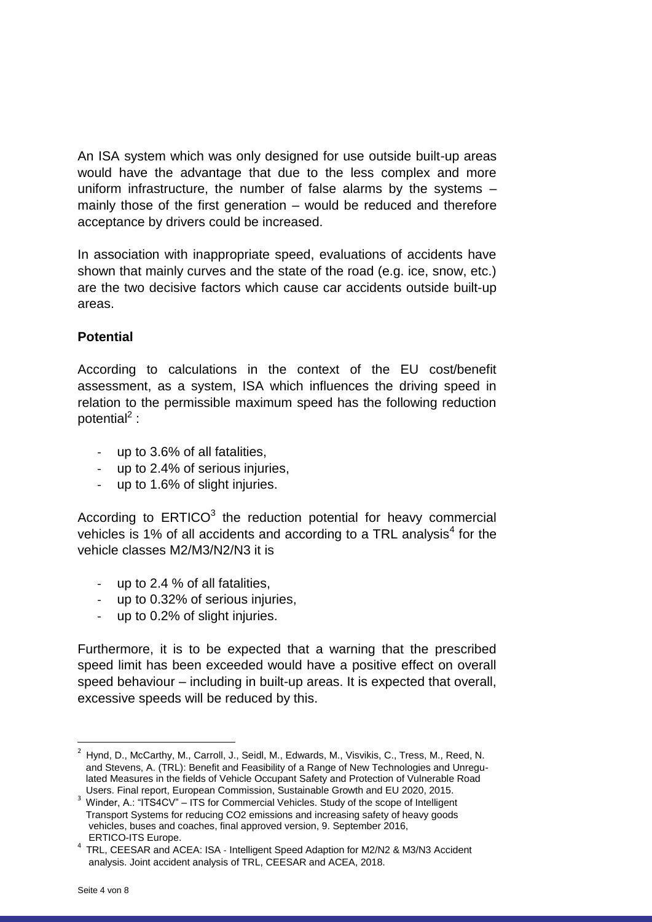An ISA system which was only designed for use outside built-up areas would have the advantage that due to the less complex and more uniform infrastructure, the number of false alarms by the systems – mainly those of the first generation – would be reduced and therefore acceptance by drivers could be increased.

In association with inappropriate speed, evaluations of accidents have shown that mainly curves and the state of the road (e.g. ice, snow, etc.) are the two decisive factors which cause car accidents outside built-up areas.

**Potential**

According to calculations in the context of the EU cost/benefit assessment, as a system, ISA which influences the driving speed in relation to the permissible maximum speed has the following reduction potential[2] :

- up to 3.6% of all fatalities,
- up to 2.4% of serious injuries,
- up to 1.6% of slight injuries.

According to ERTICO[3] the reduction potential for heavy commercial vehicles is 1% of all accidents and according to a TRL analysis[4] for the vehicle classes M2/M3/N2/N3 it is

- up to 2.4 % of all fatalities,
- up to 0.32% of serious injuries,
- up to 0.2% of slight injuries.

Furthermore, it is to be expected that a warning that the prescribed speed limit has been exceeded would have a positive effect on overall speed behaviour – including in built-up areas. It is expected that overall, excessive speeds will be reduced by this.

---

[2] Hynd, D., McCarthy, M., Carroll, J., Seidl, M., Edwards, M., Visvikis, C., Tress, M., Reed, N. and Stevens, A. (TRL): Benefit and Feasibility of a Range of New Technologies and Unregulated Measures in the fields of Vehicle Occupant Safety and Protection of Vulnerable Road Users. Final report, European Commission, Sustainable Growth and EU 2020, 2015.

[3] Winder, A.: "ITS4CV" – ITS for Commercial Vehicles. Study of the scope of Intelligent Transport Systems for reducing CO2 emissions and increasing safety of heavy goods vehicles, buses and coaches, final approved version, 9. September 2016, ERTICO-ITS Europe.

[4] TRL, CEESAR and ACEA: ISA - Intelligent Speed Adaption for M2/N2 & M3/N3 Accident analysis. Joint accident analysis of TRL, CEESAR and ACEA, 2018.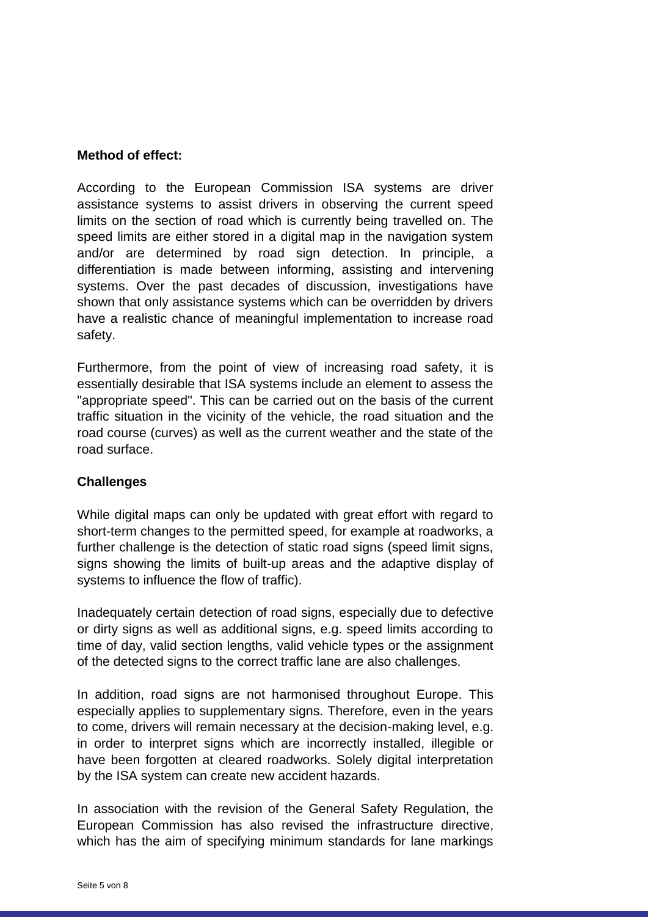**Method of effect:**

According to the European Commission ISA systems are driver assistance systems to assist drivers in observing the current speed limits on the section of road which is currently being travelled on. The speed limits are either stored in a digital map in the navigation system and/or are determined by road sign detection. In principle, a differentiation is made between informing, assisting and intervening systems. Over the past decades of discussion, investigations have shown that only assistance systems which can be overridden by drivers have a realistic chance of meaningful implementation to increase road safety.

Furthermore, from the point of view of increasing road safety, it is essentially desirable that ISA systems include an element to assess the "appropriate speed". This can be carried out on the basis of the current traffic situation in the vicinity of the vehicle, the road situation and the road course (curves) as well as the current weather and the state of the road surface.

**Challenges**

While digital maps can only be updated with great effort with regard to short-term changes to the permitted speed, for example at roadworks, a further challenge is the detection of static road signs (speed limit signs, signs showing the limits of built-up areas and the adaptive display of systems to influence the flow of traffic).

Inadequately certain detection of road signs, especially due to defective or dirty signs as well as additional signs, e.g. speed limits according to time of day, valid section lengths, valid vehicle types or the assignment of the detected signs to the correct traffic lane are also challenges.

In addition, road signs are not harmonised throughout Europe. This especially applies to supplementary signs. Therefore, even in the years to come, drivers will remain necessary at the decision-making level, e.g. in order to interpret signs which are incorrectly installed, illegible or have been forgotten at cleared roadworks. Solely digital interpretation by the ISA system can create new accident hazards.

In association with the revision of the General Safety Regulation, the European Commission has also revised the infrastructure directive, which has the aim of specifying minimum standards for lane markings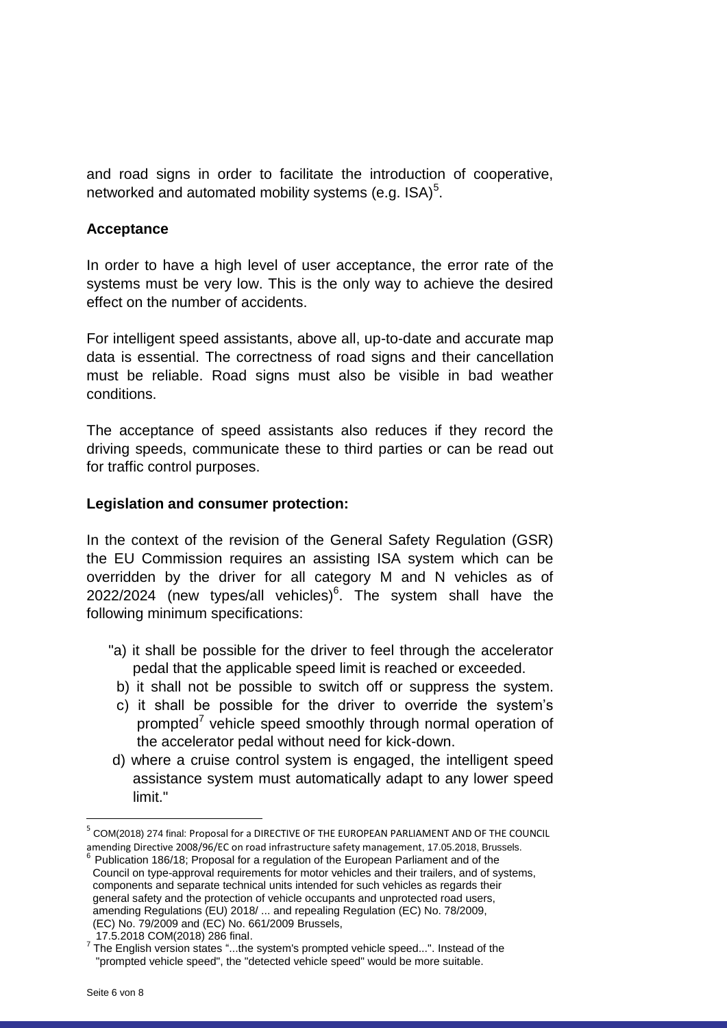and road signs in order to facilitate the introduction of cooperative, networked and automated mobility systems (e.g. ISA)[5].

**Acceptance**

In order to have a high level of user acceptance, the error rate of the systems must be very low. This is the only way to achieve the desired effect on the number of accidents.

For intelligent speed assistants, above all, up-to-date and accurate map data is essential. The correctness of road signs and their cancellation must be reliable. Road signs must also be visible in bad weather conditions.

The acceptance of speed assistants also reduces if they record the driving speeds, communicate these to third parties or can be read out for traffic control purposes.

**Legislation and consumer protection:**

In the context of the revision of the General Safety Regulation (GSR) the EU Commission requires an assisting ISA system which can be overridden by the driver for all category M and N vehicles as of 2022/2024 (new types/all vehicles)[6]. The system shall have the following minimum specifications:

"a) it shall be possible for the driver to feel through the accelerator pedal that the applicable speed limit is reached or exceeded.
b) it shall not be possible to switch off or suppress the system.
c) it shall be possible for the driver to override the system's prompted[7] vehicle speed smoothly through normal operation of the accelerator pedal without need for kick-down.
d) where a cruise control system is engaged, the intelligent speed assistance system must automatically adapt to any lower speed limit."

---

[5] COM(2018) 274 final: Proposal for a DIRECTIVE OF THE EUROPEAN PARLIAMENT AND OF THE COUNCIL amending Directive 2008/96/EC on road infrastructure safety management, 17.05.2018, Brussels.

[6] Publication 186/18; Proposal for a regulation of the European Parliament and of the Council on type-approval requirements for motor vehicles and their trailers, and of systems, components and separate technical units intended for such vehicles as regards their general safety and the protection of vehicle occupants and unprotected road users, amending Regulations (EU) 2018/ ... and repealing Regulation (EC) No. 78/2009, (EC) No. 79/2009 and (EC) No. 661/2009 Brussels, 17.5.2018 COM(2018) 286 final.

[7] The English version states "...the system's prompted vehicle speed...". Instead of the "prompted vehicle speed", the "detected vehicle speed" would be more suitable.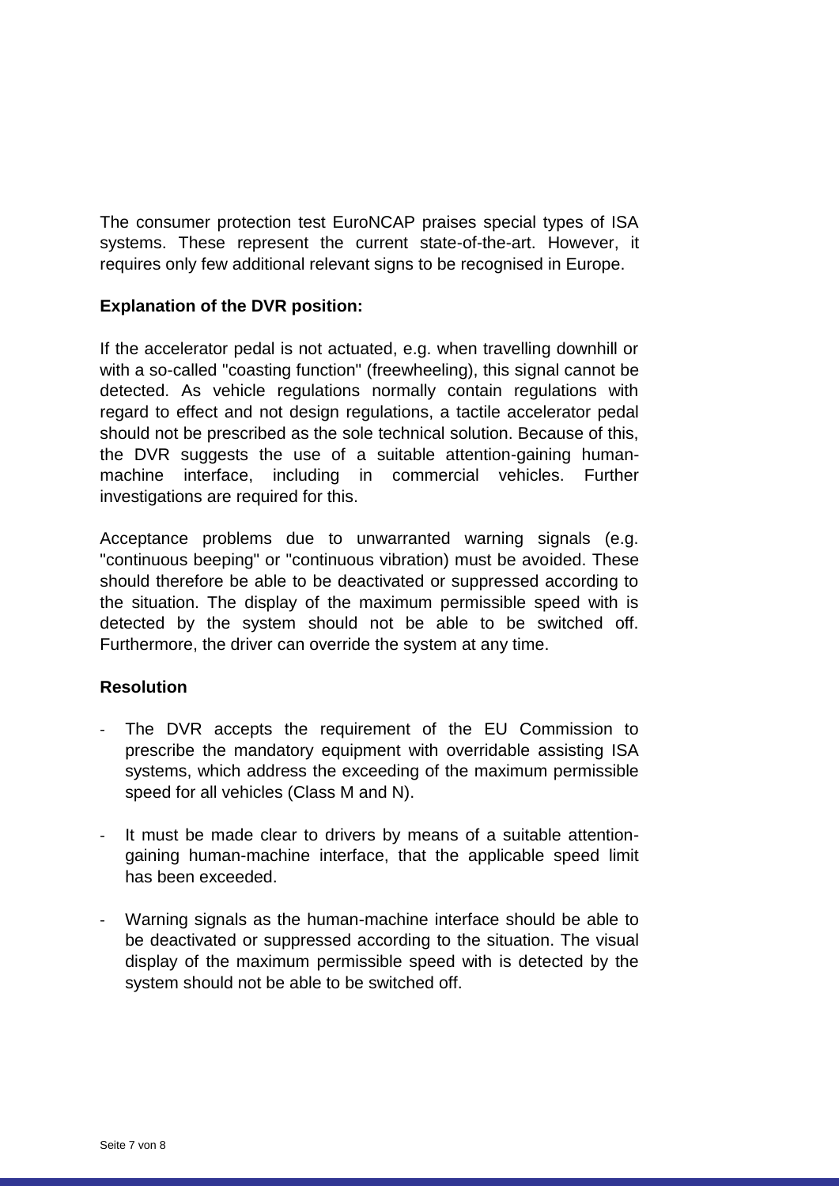The consumer protection test EuroNCAP praises special types of ISA systems. These represent the current state-of-the-art. However, it requires only few additional relevant signs to be recognised in Europe.

**Explanation of the DVR position:**

If the accelerator pedal is not actuated, e.g. when travelling downhill or with a so-called "coasting function" (freewheeling), this signal cannot be detected. As vehicle regulations normally contain regulations with regard to effect and not design regulations, a tactile accelerator pedal should not be prescribed as the sole technical solution. Because of this, the DVR suggests the use of a suitable attention-gaining human-machine interface, including in commercial vehicles. Further investigations are required for this.

Acceptance problems due to unwarranted warning signals (e.g. "continuous beeping" or "continuous vibration) must be avoided. These should therefore be able to be deactivated or suppressed according to the situation. The display of the maximum permissible speed with is detected by the system should not be able to be switched off. Furthermore, the driver can override the system at any time.

**Resolution**

- The DVR accepts the requirement of the EU Commission to prescribe the mandatory equipment with overridable assisting ISA systems, which address the exceeding of the maximum permissible speed for all vehicles (Class M and N).

- It must be made clear to drivers by means of a suitable attention-gaining human-machine interface, that the applicable speed limit has been exceeded.

- Warning signals as the human-machine interface should be able to be deactivated or suppressed according to the situation. The visual display of the maximum permissible speed with is detected by the system should not be able to be switched off.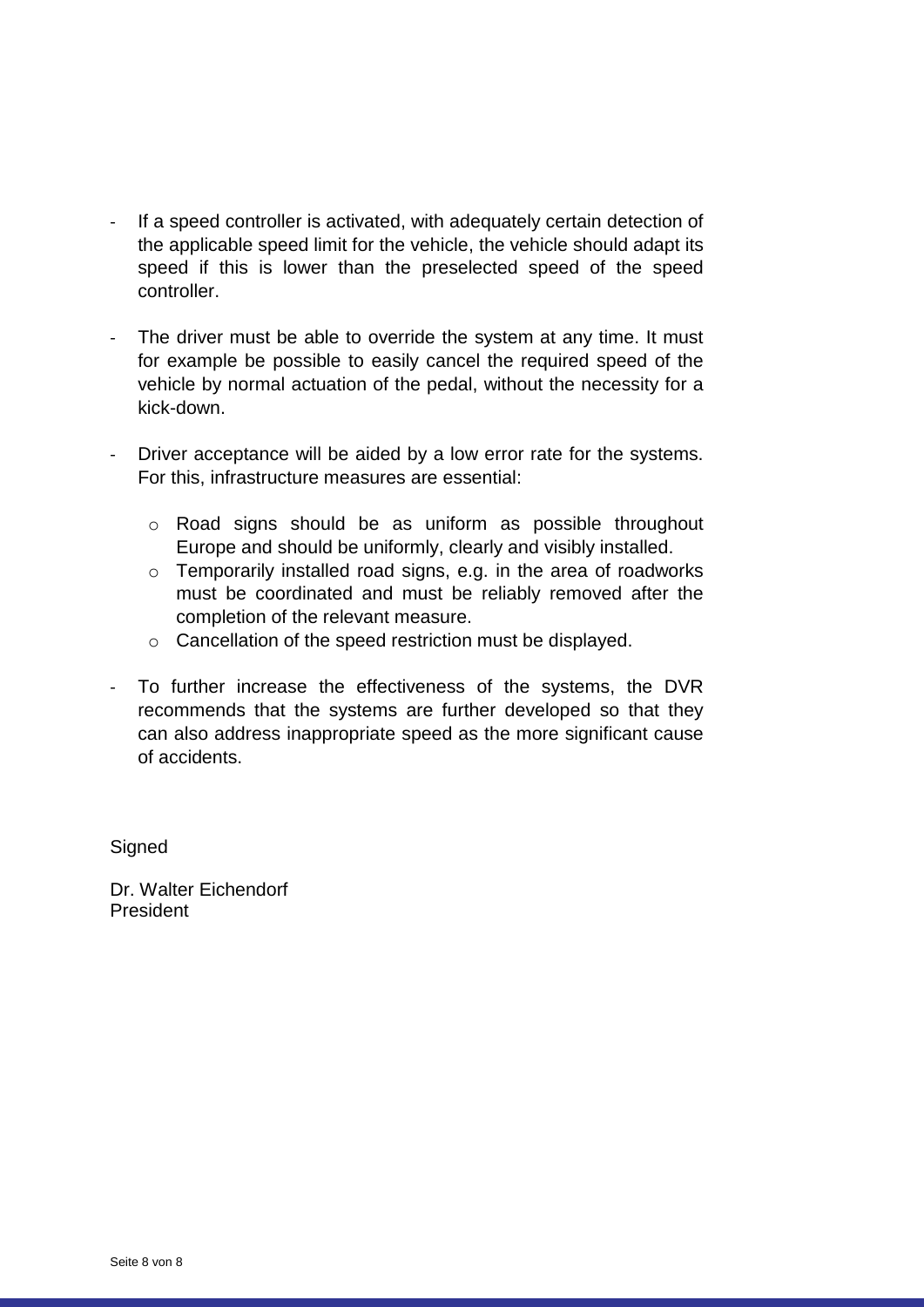- If a speed controller is activated, with adequately certain detection of the applicable speed limit for the vehicle, the vehicle should adapt its speed if this is lower than the preselected speed of the speed controller.

- The driver must be able to override the system at any time. It must for example be possible to easily cancel the required speed of the vehicle by normal actuation of the pedal, without the necessity for a kick-down.

- Driver acceptance will be aided by a low error rate for the systems. For this, infrastructure measures are essential:

  - Road signs should be as uniform as possible throughout Europe and should be uniformly, clearly and visibly installed.
  - Temporarily installed road signs, e.g. in the area of roadworks must be coordinated and must be reliably removed after the completion of the relevant measure.
  - Cancellation of the speed restriction must be displayed.

- To further increase the effectiveness of the systems, the DVR recommends that the systems are further developed so that they can also address inappropriate speed as the more significant cause of accidents.

Signed

Dr. Walter Eichendorf
President